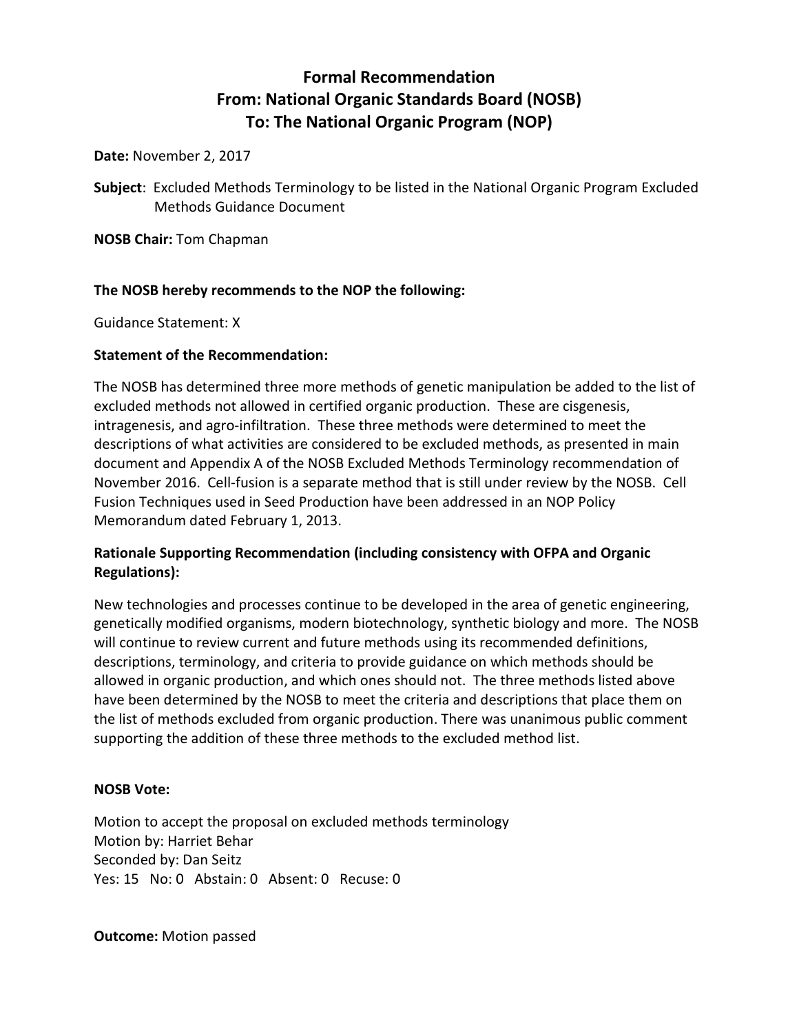# Formal Recommendation
# From: National Organic Standards Board (NOSB)
# To: The National Organic Program (NOP)

**Date:** November 2, 2017

**Subject**: Excluded Methods Terminology to be listed in the National Organic Program Excluded Methods Guidance Document

**NOSB Chair:** Tom Chapman

**The NOSB hereby recommends to the NOP the following:**

Guidance Statement: X

**Statement of the Recommendation:**

The NOSB has determined three more methods of genetic manipulation be added to the list of excluded methods not allowed in certified organic production. These are cisgenesis, intragenesis, and agro-infiltration. These three methods were determined to meet the descriptions of what activities are considered to be excluded methods, as presented in main document and Appendix A of the NOSB Excluded Methods Terminology recommendation of November 2016. Cell-fusion is a separate method that is still under review by the NOSB. Cell Fusion Techniques used in Seed Production have been addressed in an NOP Policy Memorandum dated February 1, 2013.

**Rationale Supporting Recommendation (including consistency with OFPA and Organic Regulations):**

New technologies and processes continue to be developed in the area of genetic engineering, genetically modified organisms, modern biotechnology, synthetic biology and more. The NOSB will continue to review current and future methods using its recommended definitions, descriptions, terminology, and criteria to provide guidance on which methods should be allowed in organic production, and which ones should not. The three methods listed above have been determined by the NOSB to meet the criteria and descriptions that place them on the list of methods excluded from organic production. There was unanimous public comment supporting the addition of these three methods to the excluded method list.

**NOSB Vote:**

Motion to accept the proposal on excluded methods terminology
Motion by: Harriet Behar
Seconded by: Dan Seitz
Yes: 15 No: 0 Abstain: 0 Absent: 0 Recuse: 0

**Outcome:** Motion passed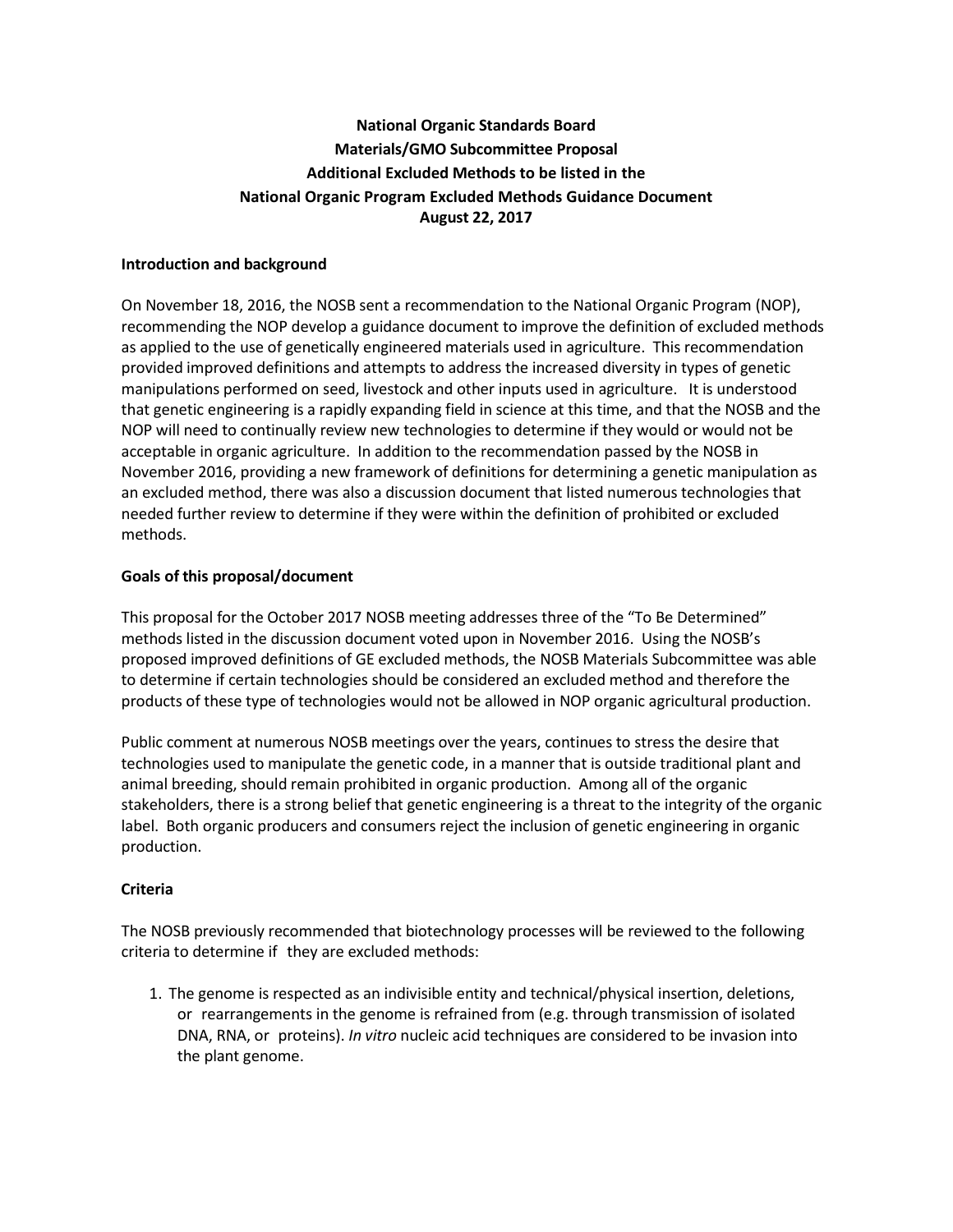**National Organic Standards Board**
**Materials/GMO Subcommittee Proposal**
**Additional Excluded Methods to be listed in the**
**National Organic Program Excluded Methods Guidance Document**
**August 22, 2017**

### Introduction and background

On November 18, 2016, the NOSB sent a recommendation to the National Organic Program (NOP), recommending the NOP develop a guidance document to improve the definition of excluded methods as applied to the use of genetically engineered materials used in agriculture. This recommendation provided improved definitions and attempts to address the increased diversity in types of genetic manipulations performed on seed, livestock and other inputs used in agriculture. It is understood that genetic engineering is a rapidly expanding field in science at this time, and that the NOSB and the NOP will need to continually review new technologies to determine if they would or would not be acceptable in organic agriculture. In addition to the recommendation passed by the NOSB in November 2016, providing a new framework of definitions for determining a genetic manipulation as an excluded method, there was also a discussion document that listed numerous technologies that needed further review to determine if they were within the definition of prohibited or excluded methods.

### Goals of this proposal/document

This proposal for the October 2017 NOSB meeting addresses three of the "To Be Determined" methods listed in the discussion document voted upon in November 2016. Using the NOSB's proposed improved definitions of GE excluded methods, the NOSB Materials Subcommittee was able to determine if certain technologies should be considered an excluded method and therefore the products of these type of technologies would not be allowed in NOP organic agricultural production.

Public comment at numerous NOSB meetings over the years, continues to stress the desire that technologies used to manipulate the genetic code, in a manner that is outside traditional plant and animal breeding, should remain prohibited in organic production. Among all of the organic stakeholders, there is a strong belief that genetic engineering is a threat to the integrity of the organic label. Both organic producers and consumers reject the inclusion of genetic engineering in organic production.

### Criteria

The NOSB previously recommended that biotechnology processes will be reviewed to the following criteria to determine if they are excluded methods:

1. The genome is respected as an indivisible entity and technical/physical insertion, deletions, or rearrangements in the genome is refrained from (e.g. through transmission of isolated DNA, RNA, or proteins). *In vitro* nucleic acid techniques are considered to be invasion into the plant genome.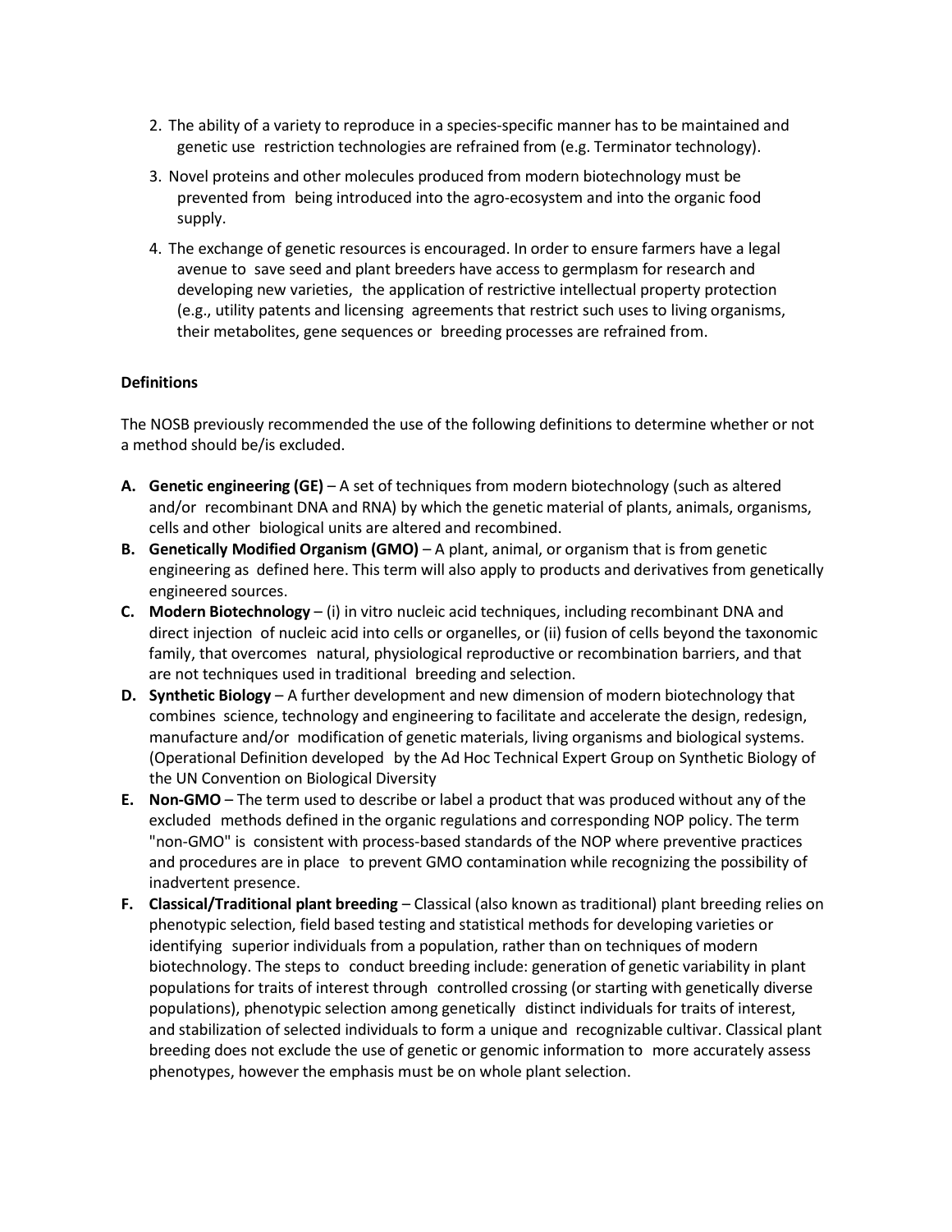2. The ability of a variety to reproduce in a species-specific manner has to be maintained and genetic use restriction technologies are refrained from (e.g. Terminator technology).
3. Novel proteins and other molecules produced from modern biotechnology must be prevented from being introduced into the agro-ecosystem and into the organic food supply.
4. The exchange of genetic resources is encouraged. In order to ensure farmers have a legal avenue to save seed and plant breeders have access to germplasm for research and developing new varieties, the application of restrictive intellectual property protection (e.g., utility patents and licensing agreements that restrict such uses to living organisms, their metabolites, gene sequences or breeding processes are refrained from.

**Definitions**

The NOSB previously recommended the use of the following definitions to determine whether or not a method should be/is excluded.

- **A. Genetic engineering (GE)** – A set of techniques from modern biotechnology (such as altered and/or recombinant DNA and RNA) by which the genetic material of plants, animals, organisms, cells and other biological units are altered and recombined.
- **B. Genetically Modified Organism (GMO)** – A plant, animal, or organism that is from genetic engineering as defined here. This term will also apply to products and derivatives from genetically engineered sources.
- **C. Modern Biotechnology** – (i) in vitro nucleic acid techniques, including recombinant DNA and direct injection of nucleic acid into cells or organelles, or (ii) fusion of cells beyond the taxonomic family, that overcomes natural, physiological reproductive or recombination barriers, and that are not techniques used in traditional breeding and selection.
- **D. Synthetic Biology** – A further development and new dimension of modern biotechnology that combines science, technology and engineering to facilitate and accelerate the design, redesign, manufacture and/or modification of genetic materials, living organisms and biological systems. (Operational Definition developed by the Ad Hoc Technical Expert Group on Synthetic Biology of the UN Convention on Biological Diversity
- **E. Non-GMO** – The term used to describe or label a product that was produced without any of the excluded methods defined in the organic regulations and corresponding NOP policy. The term "non-GMO" is consistent with process-based standards of the NOP where preventive practices and procedures are in place to prevent GMO contamination while recognizing the possibility of inadvertent presence.
- **F. Classical/Traditional plant breeding** – Classical (also known as traditional) plant breeding relies on phenotypic selection, field based testing and statistical methods for developing varieties or identifying superior individuals from a population, rather than on techniques of modern biotechnology. The steps to conduct breeding include: generation of genetic variability in plant populations for traits of interest through controlled crossing (or starting with genetically diverse populations), phenotypic selection among genetically distinct individuals for traits of interest, and stabilization of selected individuals to form a unique and recognizable cultivar. Classical plant breeding does not exclude the use of genetic or genomic information to more accurately assess phenotypes, however the emphasis must be on whole plant selection.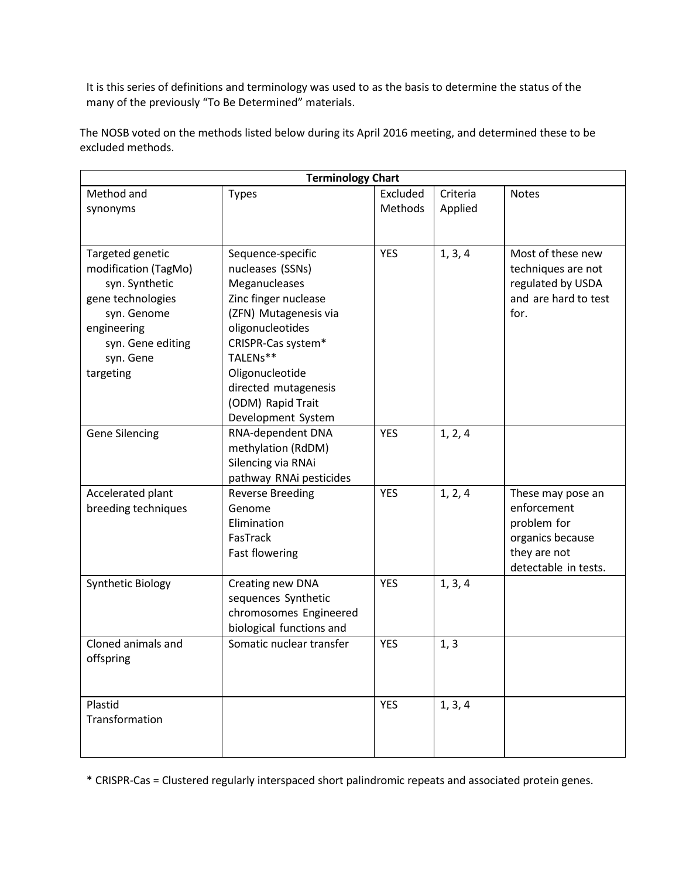It is this series of definitions and terminology was used to as the basis to determine the status of the many of the previously "To Be Determined" materials.

The NOSB voted on the methods listed below during its April 2016 meeting, and determined these to be excluded methods.

| Terminology Chart | | | | |
|---|---|---|---|---|
| Method and synonyms | Types | Excluded Methods | Criteria Applied | Notes |
| Targeted genetic modification (TagMo) syn. Synthetic gene technologies syn. Genome engineering syn. Gene editing syn. Gene targeting | Sequence-specific nucleases (SSNs) Meganucleases Zinc finger nuclease (ZFN) Mutagenesis via oligonucleotides CRISPR-Cas system* TALENs** Oligonucleotide directed mutagenesis (ODM) Rapid Trait Development System | YES | 1, 3, 4 | Most of these new techniques are not regulated by USDA and are hard to test for. |
| Gene Silencing | RNA-dependent DNA methylation (RdDM) Silencing via RNAi pathway RNAi pesticides | YES | 1, 2, 4 | |
| Accelerated plant breeding techniques | Reverse Breeding Genome Elimination FasTrack Fast flowering | YES | 1, 2, 4 | These may pose an enforcement problem for organics because they are not detectable in tests. |
| Synthetic Biology | Creating new DNA sequences Synthetic chromosomes Engineered biological functions and | YES | 1, 3, 4 | |
| Cloned animals and offspring | Somatic nuclear transfer | YES | 1, 3 | |
| Plastid Transformation | | YES | 1, 3, 4 | |

* CRISPR-Cas = Clustered regularly interspaced short palindromic repeats and associated protein genes.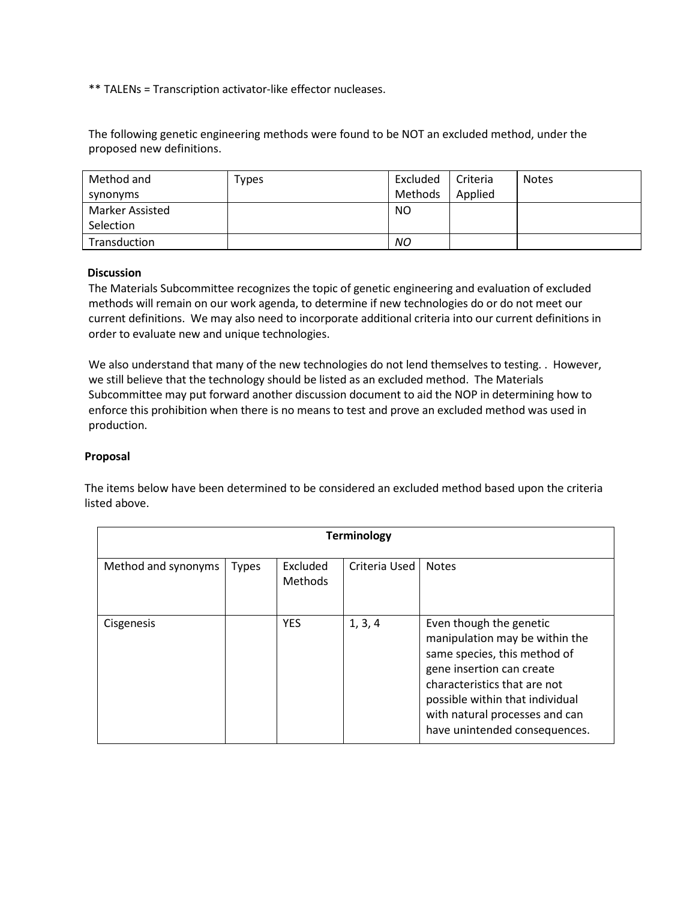** TALENs = Transcription activator-like effector nucleases.

The following genetic engineering methods were found to be NOT an excluded method, under the proposed new definitions.

| Method and synonyms | Types | Excluded Methods | Criteria Applied | Notes |
|---|---|---|---|---|
| Marker Assisted Selection | | NO | | |
| Transduction | | *NO* | | |

**Discussion**

The Materials Subcommittee recognizes the topic of genetic engineering and evaluation of excluded methods will remain on our work agenda, to determine if new technologies do or do not meet our current definitions. We may also need to incorporate additional criteria into our current definitions in order to evaluate new and unique technologies.

We also understand that many of the new technologies do not lend themselves to testing. . However, we still believe that the technology should be listed as an excluded method. The Materials Subcommittee may put forward another discussion document to aid the NOP in determining how to enforce this prohibition when there is no means to test and prove an excluded method was used in production.

**Proposal**

The items below have been determined to be considered an excluded method based upon the criteria listed above.

| **Terminology** | | | | |
|---|---|---|---|---|
| Method and synonyms | Types | Excluded Methods | Criteria Used | Notes |
| Cisgenesis | | YES | 1, 3, 4 | Even though the genetic manipulation may be within the same species, this method of gene insertion can create characteristics that are not possible within that individual with natural processes and can have unintended consequences. |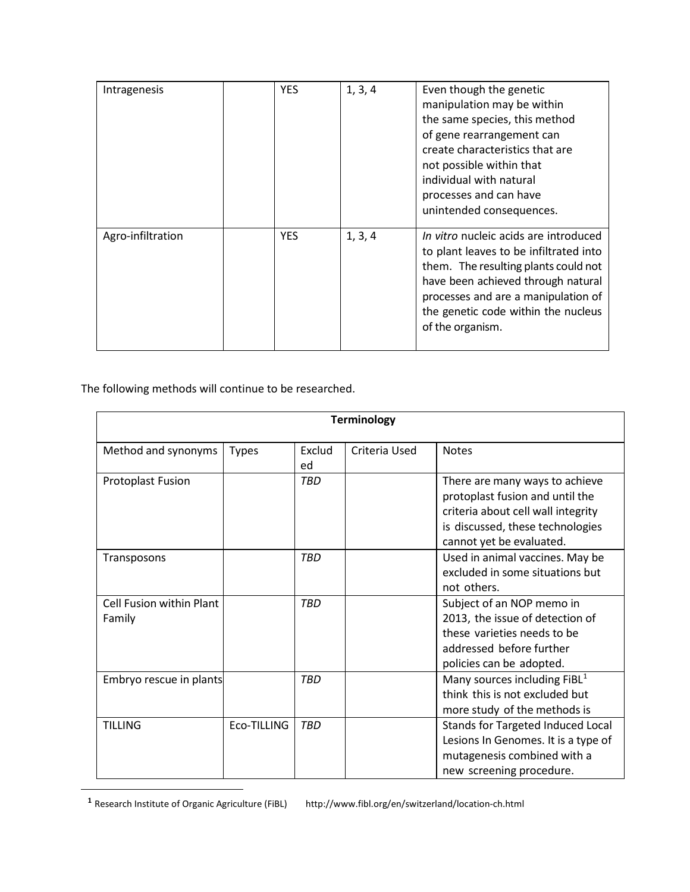| Intragenesis | | YES | 1, 3, 4 | Even though the genetic manipulation may be within the same species, this method of gene rearrangement can create characteristics that are not possible within that individual with natural processes and can have unintended consequences. |
|---|---|---|---|---|
| Agro-infiltration | | YES | 1, 3, 4 | *In vitro* nucleic acids are introduced to plant leaves to be infiltrated into them. The resulting plants could not have been achieved through natural processes and are a manipulation of the genetic code within the nucleus of the organism. |

The following methods will continue to be researched.

| **Terminology** | | | | |
|---|---|---|---|---|
| Method and synonyms | Types | Excluded | Criteria Used | Notes |
| Protoplast Fusion | | *TBD* | | There are many ways to achieve protoplast fusion and until the criteria about cell wall integrity is discussed, these technologies cannot yet be evaluated. |
| Transposons | | *TBD* | | Used in animal vaccines. May be excluded in some situations but not others. |
| Cell Fusion within Plant Family | | *TBD* | | Subject of an NOP memo in 2013, the issue of detection of these varieties needs to be addressed before further policies can be adopted. |
| Embryo rescue in plants | | *TBD* | | Many sources including FiBL[1] think this is not excluded but more study of the methods is |
| TILLING | Eco-TILLING | *TBD* | | Stands for Targeted Induced Local Lesions In Genomes. It is a type of mutagenesis combined with a new screening procedure. |

[1] Research Institute of Organic Agriculture (FiBL) http://www.fibl.org/en/switzerland/location-ch.html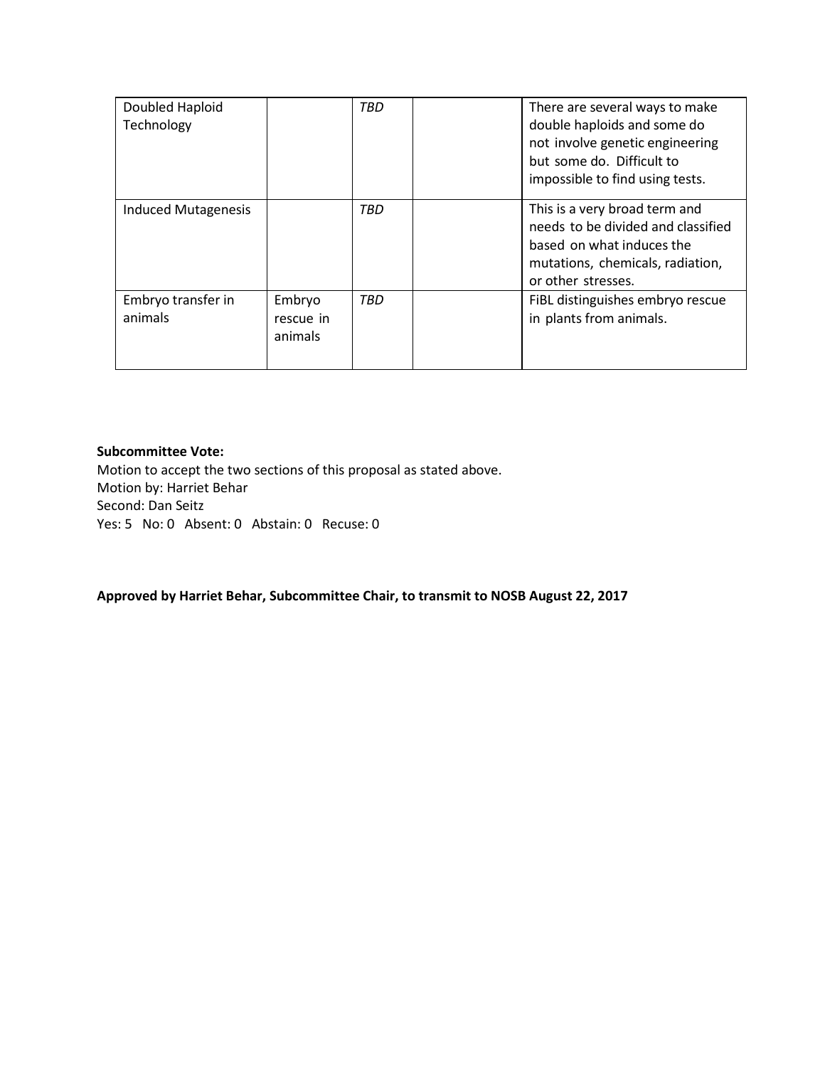| | | | | |
|---|---|---|---|---|
| Doubled Haploid Technology | | *TBD* | | There are several ways to make double haploids and some do not involve genetic engineering but some do. Difficult to impossible to find using tests. |
| Induced Mutagenesis | | *TBD* | | This is a very broad term and needs to be divided and classified based on what induces the mutations, chemicals, radiation, or other stresses. |
| Embryo transfer in animals | Embryo rescue in animals | *TBD* | | FiBL distinguishes embryo rescue in plants from animals. |

**Subcommittee Vote:**

Motion to accept the two sections of this proposal as stated above.
Motion by: Harriet Behar
Second: Dan Seitz
Yes: 5 No: 0 Absent: 0 Abstain: 0 Recuse: 0

**Approved by Harriet Behar, Subcommittee Chair, to transmit to NOSB August 22, 2017**